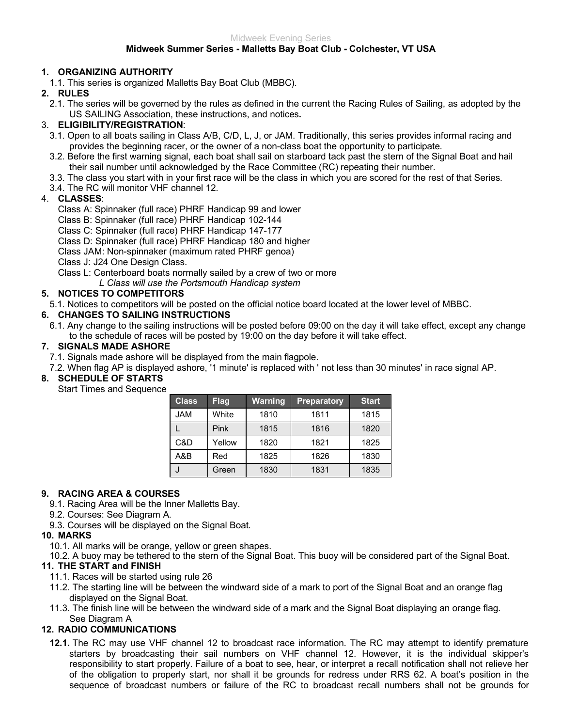Midweek Evening Series

**Midweek Summer Series - Malletts Bay Boat Club - Colchester, VT USA**

**1. ORGANIZING AUTHORITY**

1.1. This series is organized Malletts Bay Boat Club (MBBC).

**2. RULES**

2.1. The series will be governed by the rules as defined in the current the Racing Rules of Sailing, as adopted by the US SAILING Association, these instructions, and notices**.**

3. **ELIGIBILITY/REGISTRATION**:

3.1. Open to all boats sailing in Class A/B, C/D, L, J, or JAM. Traditionally, this series provides informal racing and provides the beginning racer, or the owner of a non-class boat the opportunity to participate.

3.2. Before the first warning signal, each boat shall sail on starboard tack past the stern of the Signal Boat and hail their sail number until acknowledged by the Race Committee (RC) repeating their number.

3.3. The class you start with in your first race will be the class in which you are scored for the rest of that Series.

3.4. The RC will monitor VHF channel 12.

4. **CLASSES**:

Class A: Spinnaker (full race) PHRF Handicap 99 and lower
Class B: Spinnaker (full race) PHRF Handicap 102-144
Class C: Spinnaker (full race) PHRF Handicap 147-177
Class D: Spinnaker (full race) PHRF Handicap 180 and higher
Class JAM: Non-spinnaker (maximum rated PHRF genoa)
Class J: J24 One Design Class.
Class L: Centerboard boats normally sailed by a crew of two or more
*L Class will use the Portsmouth Handicap system*

**5. NOTICES TO COMPETITORS**

5.1. Notices to competitors will be posted on the official notice board located at the lower level of MBBC.

**6. CHANGES TO SAILING INSTRUCTIONS**

6.1. Any change to the sailing instructions will be posted before 09:00 on the day it will take effect, except any change to the schedule of races will be posted by 19:00 on the day before it will take effect.

**7. SIGNALS MADE ASHORE**

7.1. Signals made ashore will be displayed from the main flagpole.

7.2. When flag AP is displayed ashore, '1 minute' is replaced with ' not less than 30 minutes' in race signal AP.

**8. SCHEDULE OF STARTS**

Start Times and Sequence

| Class | Flag | Warning | Preparatory | Start |
|---|---|---|---|---|
| JAM | White | 1810 | 1811 | 1815 |
| L | Pink | 1815 | 1816 | 1820 |
| C&D | Yellow | 1820 | 1821 | 1825 |
| A&B | Red | 1825 | 1826 | 1830 |
| J | Green | 1830 | 1831 | 1835 |

**9. RACING AREA & COURSES**

9.1. Racing Area will be the Inner Malletts Bay.

9.2. Courses: See Diagram A.

9.3. Courses will be displayed on the Signal Boat.

**10. MARKS**

10.1. All marks will be orange, yellow or green shapes.

10.2. A buoy may be tethered to the stern of the Signal Boat. This buoy will be considered part of the Signal Boat.

**11. THE START and FINISH**

11.1. Races will be started using rule 26

11.2. The starting line will be between the windward side of a mark to port of the Signal Boat and an orange flag displayed on the Signal Boat.

11.3. The finish line will be between the windward side of a mark and the Signal Boat displaying an orange flag. See Diagram A

**12. RADIO COMMUNICATIONS**

**12.1.** The RC may use VHF channel 12 to broadcast race information. The RC may attempt to identify premature starters by broadcasting their sail numbers on VHF channel 12. However, it is the individual skipper's responsibility to start properly. Failure of a boat to see, hear, or interpret a recall notification shall not relieve her of the obligation to properly start, nor shall it be grounds for redress under RRS 62. A boat's position in the sequence of broadcast numbers or failure of the RC to broadcast recall numbers shall not be grounds for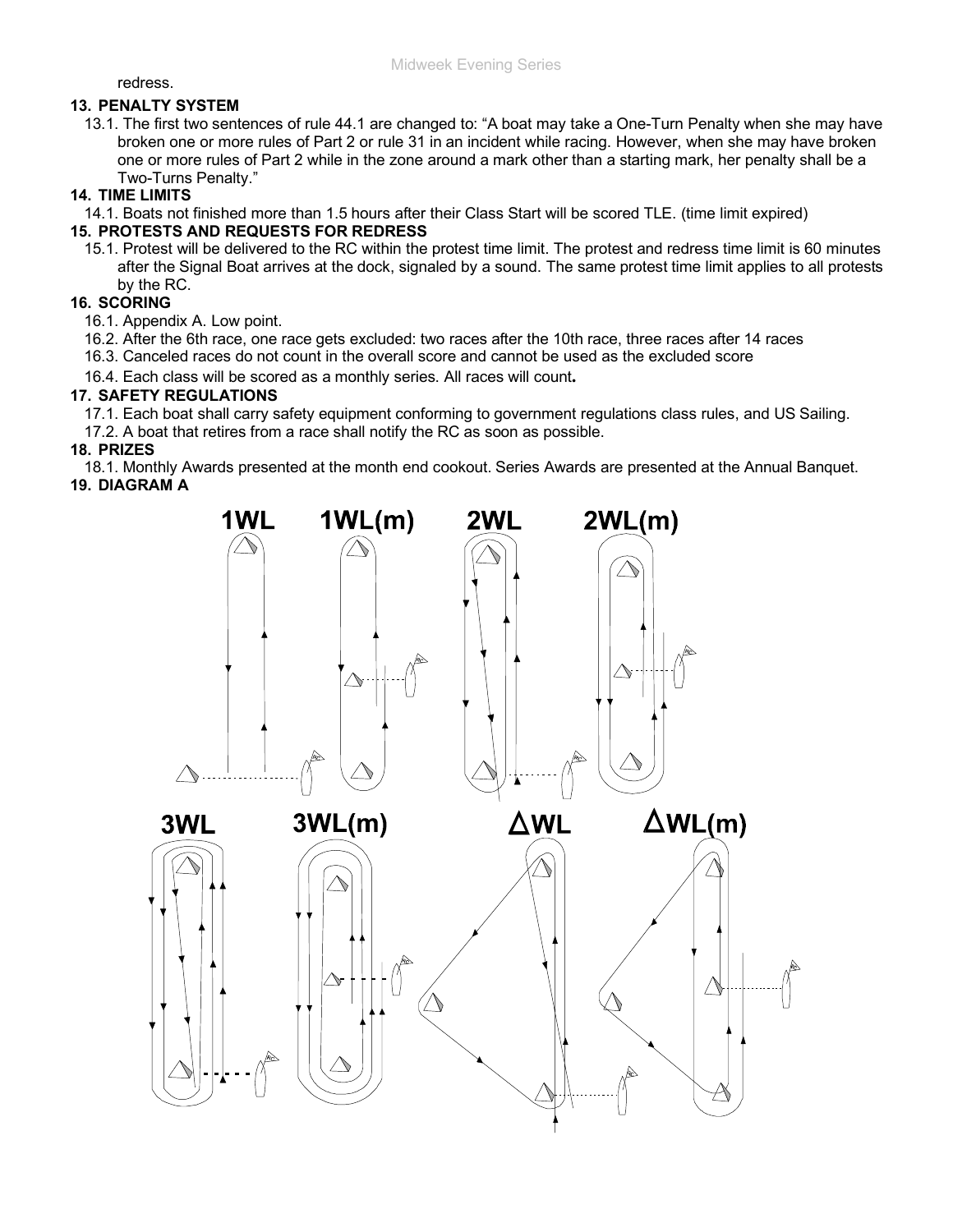redress.

**13. PENALTY SYSTEM**

13.1. The first two sentences of rule 44.1 are changed to: "A boat may take a One-Turn Penalty when she may have broken one or more rules of Part 2 or rule 31 in an incident while racing. However, when she may have broken one or more rules of Part 2 while in the zone around a mark other than a starting mark, her penalty shall be a Two-Turns Penalty."

**14. TIME LIMITS**

14.1. Boats not finished more than 1.5 hours after their Class Start will be scored TLE. (time limit expired)

**15. PROTESTS AND REQUESTS FOR REDRESS**

15.1. Protest will be delivered to the RC within the protest time limit. The protest and redress time limit is 60 minutes after the Signal Boat arrives at the dock, signaled by a sound. The same protest time limit applies to all protests by the RC.

**16. SCORING**

16.1. Appendix A. Low point.

16.2. After the 6th race, one race gets excluded: two races after the 10th race, three races after 14 races

16.3. Canceled races do not count in the overall score and cannot be used as the excluded score

16.4. Each class will be scored as a monthly series. All races will count**.**

**17. SAFETY REGULATIONS**

17.1. Each boat shall carry safety equipment conforming to government regulations class rules, and US Sailing.

17.2. A boat that retires from a race shall notify the RC as soon as possible.

**18. PRIZES**

18.1. Monthly Awards presented at the month end cookout. Series Awards are presented at the Annual Banquet.

**19. DIAGRAM A**

1WL

1WL(m)

2WL

2WL(m)

3WL

3WL(m)

ΔWL

ΔWL(m)